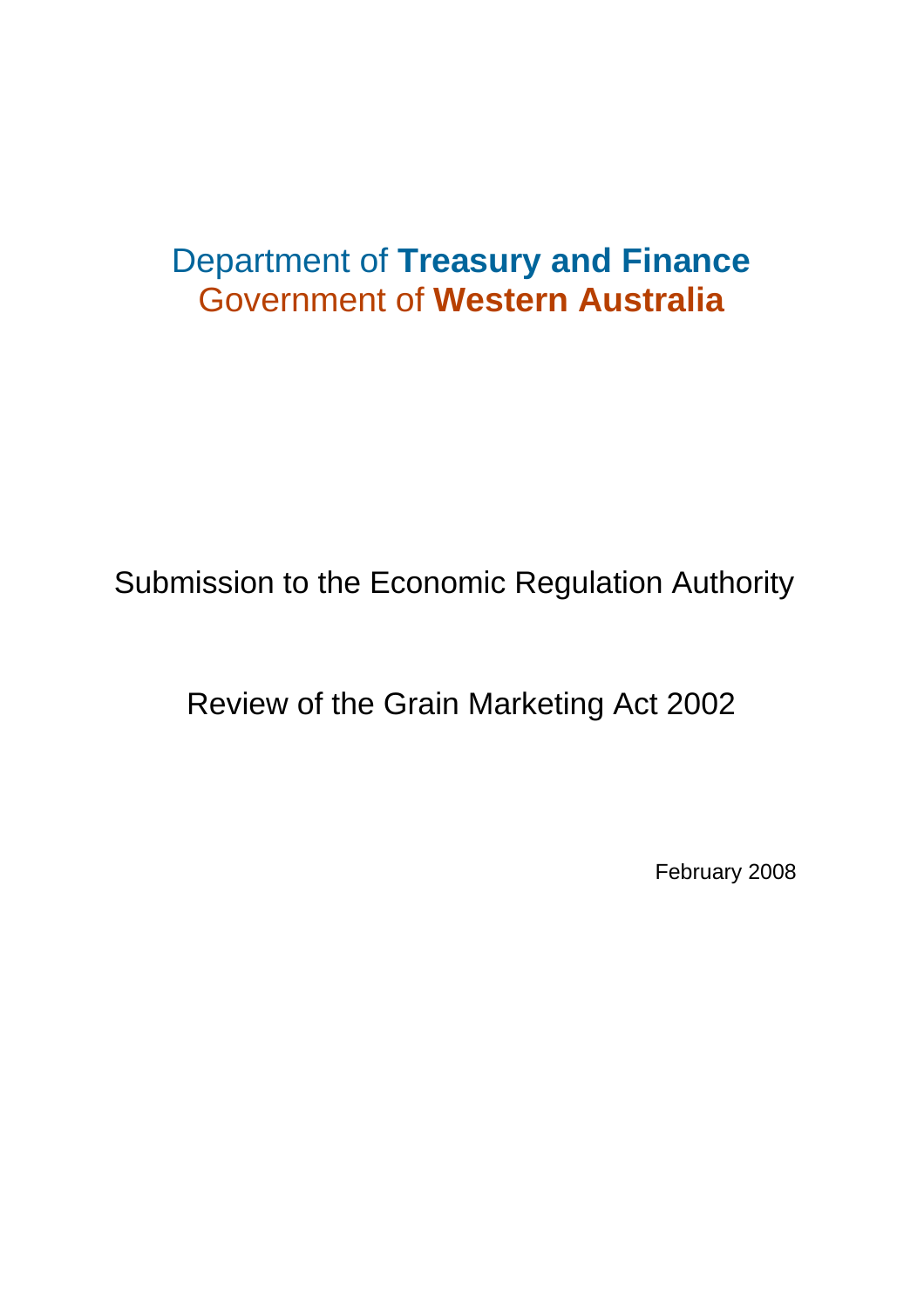# Department of **Treasury and Finance**
# Government of **Western Australia**

Submission to the Economic Regulation Authority

Review of the Grain Marketing Act 2002

February 2008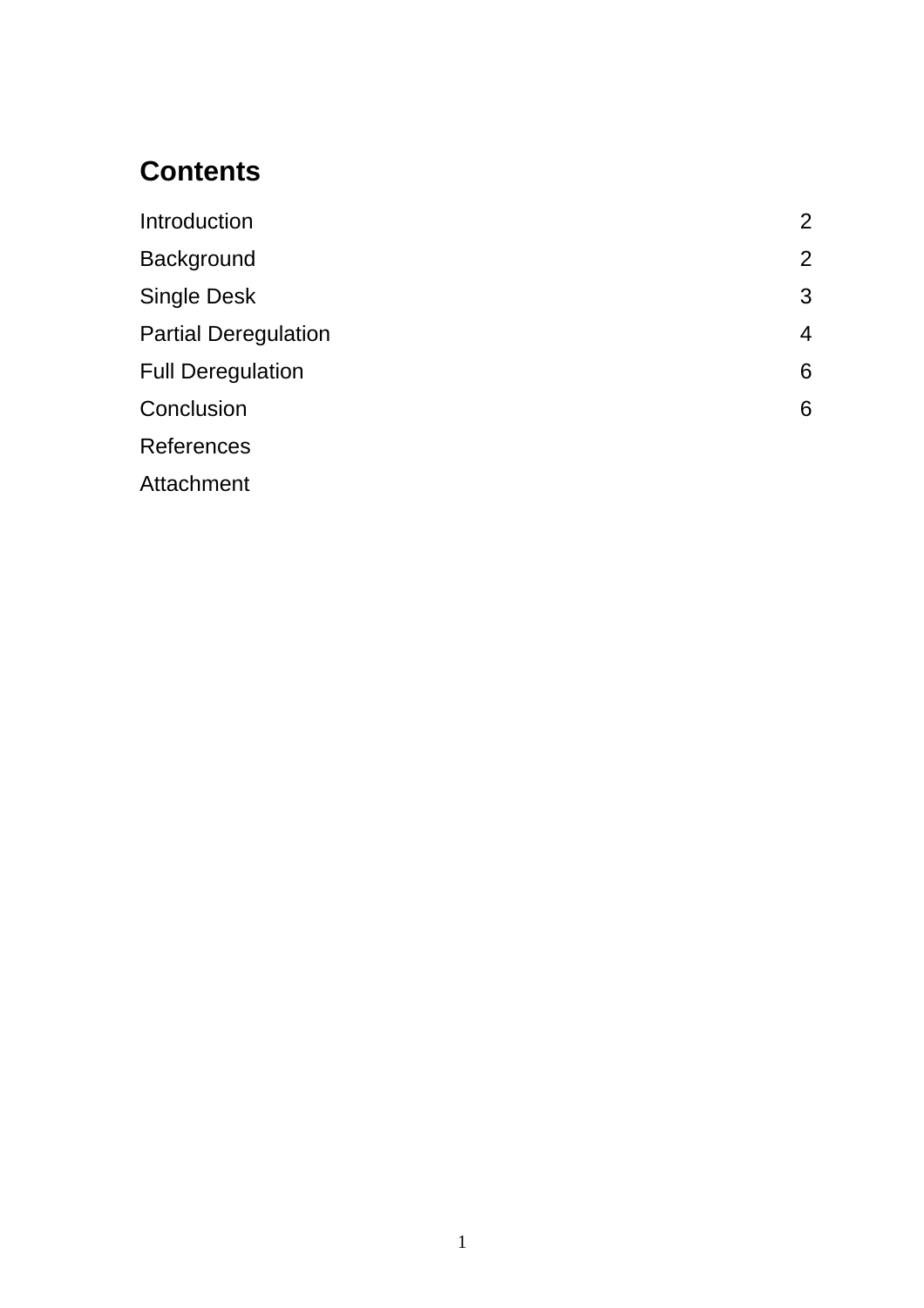## Contents

| | |
|---|---|
| Introduction | 2 |
| Background | 2 |
| Single Desk | 3 |
| Partial Deregulation | 4 |
| Full Deregulation | 6 |
| Conclusion | 6 |
| References | |
| Attachment | |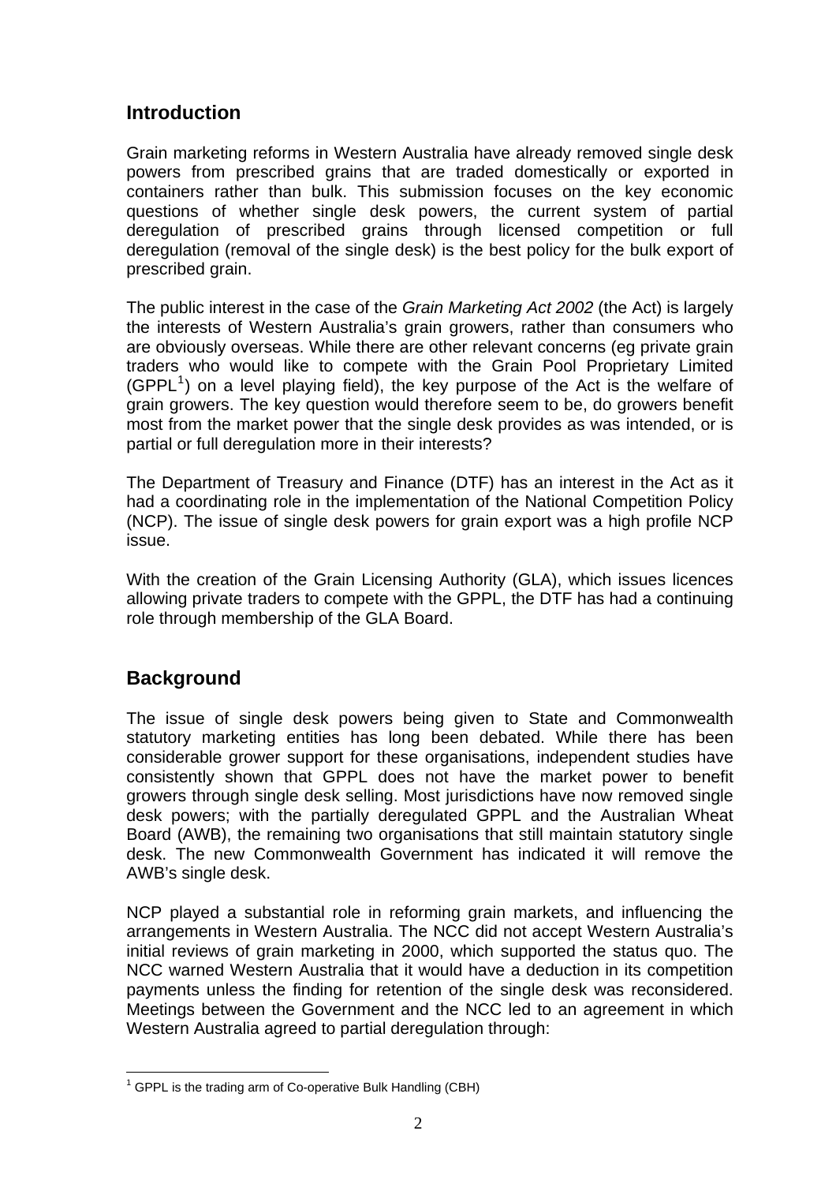## Introduction

Grain marketing reforms in Western Australia have already removed single desk powers from prescribed grains that are traded domestically or exported in containers rather than bulk. This submission focuses on the key economic questions of whether single desk powers, the current system of partial deregulation of prescribed grains through licensed competition or full deregulation (removal of the single desk) is the best policy for the bulk export of prescribed grain.

The public interest in the case of the *Grain Marketing Act 2002* (the Act) is largely the interests of Western Australia's grain growers, rather than consumers who are obviously overseas. While there are other relevant concerns (eg private grain traders who would like to compete with the Grain Pool Proprietary Limited (GPPL[1]) on a level playing field), the key purpose of the Act is the welfare of grain growers. The key question would therefore seem to be, do growers benefit most from the market power that the single desk provides as was intended, or is partial or full deregulation more in their interests?

The Department of Treasury and Finance (DTF) has an interest in the Act as it had a coordinating role in the implementation of the National Competition Policy (NCP). The issue of single desk powers for grain export was a high profile NCP issue.

With the creation of the Grain Licensing Authority (GLA), which issues licences allowing private traders to compete with the GPPL, the DTF has had a continuing role through membership of the GLA Board.

## Background

The issue of single desk powers being given to State and Commonwealth statutory marketing entities has long been debated. While there has been considerable grower support for these organisations, independent studies have consistently shown that GPPL does not have the market power to benefit growers through single desk selling. Most jurisdictions have now removed single desk powers; with the partially deregulated GPPL and the Australian Wheat Board (AWB), the remaining two organisations that still maintain statutory single desk. The new Commonwealth Government has indicated it will remove the AWB's single desk.

NCP played a substantial role in reforming grain markets, and influencing the arrangements in Western Australia. The NCC did not accept Western Australia's initial reviews of grain marketing in 2000, which supported the status quo. The NCC warned Western Australia that it would have a deduction in its competition payments unless the finding for retention of the single desk was reconsidered. Meetings between the Government and the NCC led to an agreement in which Western Australia agreed to partial deregulation through:

[1] GPPL is the trading arm of Co-operative Bulk Handling (CBH)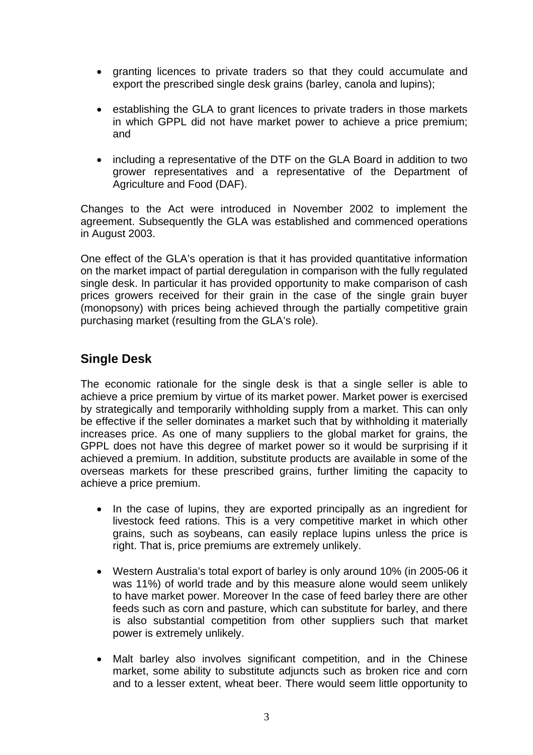- granting licences to private traders so that they could accumulate and export the prescribed single desk grains (barley, canola and lupins);

- establishing the GLA to grant licences to private traders in those markets in which GPPL did not have market power to achieve a price premium; and

- including a representative of the DTF on the GLA Board in addition to two grower representatives and a representative of the Department of Agriculture and Food (DAF).

Changes to the Act were introduced in November 2002 to implement the agreement. Subsequently the GLA was established and commenced operations in August 2003.

One effect of the GLA's operation is that it has provided quantitative information on the market impact of partial deregulation in comparison with the fully regulated single desk. In particular it has provided opportunity to make comparison of cash prices growers received for their grain in the case of the single grain buyer (monopsony) with prices being achieved through the partially competitive grain purchasing market (resulting from the GLA's role).

## Single Desk

The economic rationale for the single desk is that a single seller is able to achieve a price premium by virtue of its market power. Market power is exercised by strategically and temporarily withholding supply from a market. This can only be effective if the seller dominates a market such that by withholding it materially increases price. As one of many suppliers to the global market for grains, the GPPL does not have this degree of market power so it would be surprising if it achieved a premium. In addition, substitute products are available in some of the overseas markets for these prescribed grains, further limiting the capacity to achieve a price premium.

- In the case of lupins, they are exported principally as an ingredient for livestock feed rations. This is a very competitive market in which other grains, such as soybeans, can easily replace lupins unless the price is right. That is, price premiums are extremely unlikely.

- Western Australia's total export of barley is only around 10% (in 2005-06 it was 11%) of world trade and by this measure alone would seem unlikely to have market power. Moreover In the case of feed barley there are other feeds such as corn and pasture, which can substitute for barley, and there is also substantial competition from other suppliers such that market power is extremely unlikely.

- Malt barley also involves significant competition, and in the Chinese market, some ability to substitute adjuncts such as broken rice and corn and to a lesser extent, wheat beer. There would seem little opportunity to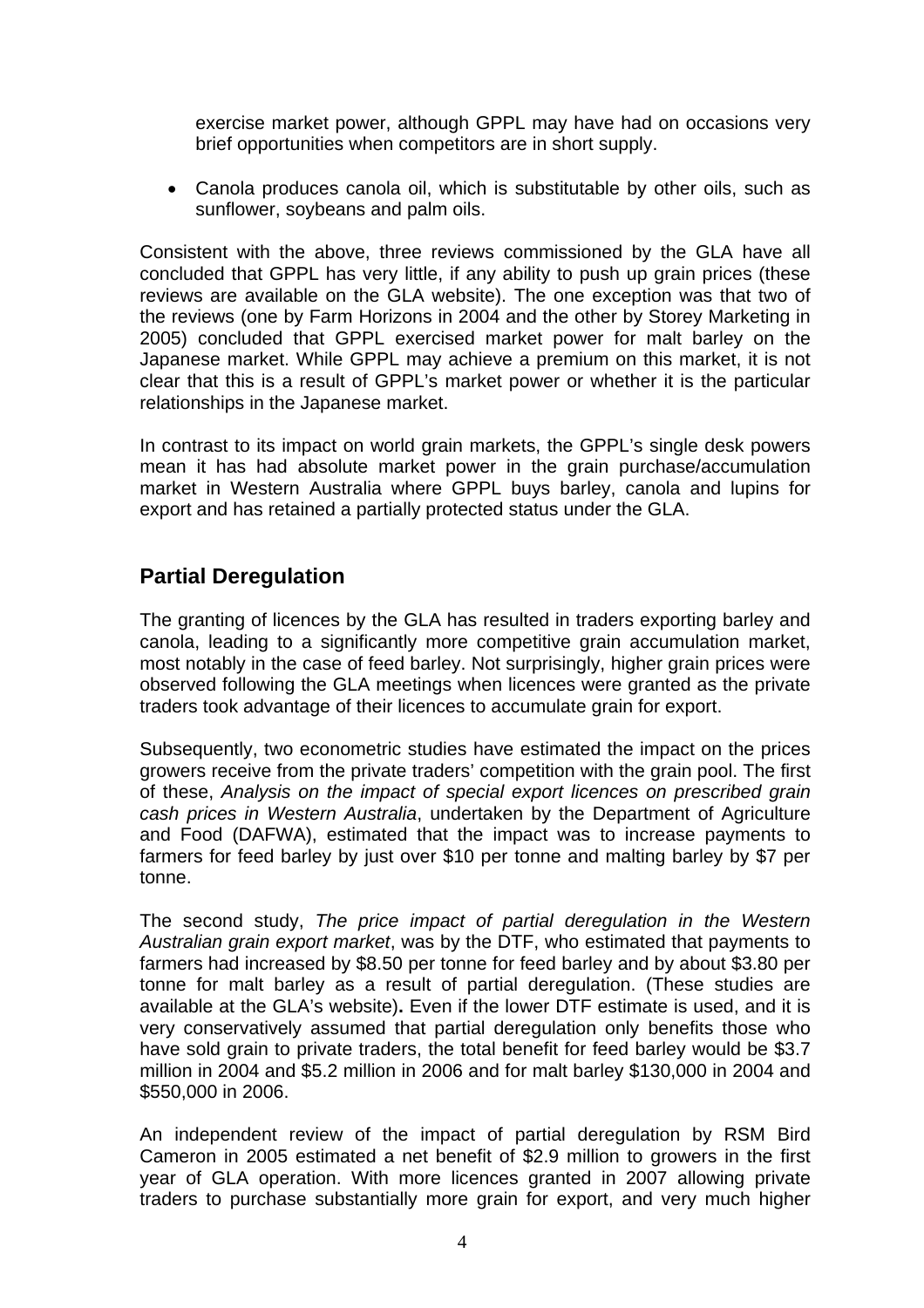exercise market power, although GPPL may have had on occasions very brief opportunities when competitors are in short supply.

- Canola produces canola oil, which is substitutable by other oils, such as sunflower, soybeans and palm oils.

Consistent with the above, three reviews commissioned by the GLA have all concluded that GPPL has very little, if any ability to push up grain prices (these reviews are available on the GLA website). The one exception was that two of the reviews (one by Farm Horizons in 2004 and the other by Storey Marketing in 2005) concluded that GPPL exercised market power for malt barley on the Japanese market. While GPPL may achieve a premium on this market, it is not clear that this is a result of GPPL's market power or whether it is the particular relationships in the Japanese market.

In contrast to its impact on world grain markets, the GPPL's single desk powers mean it has had absolute market power in the grain purchase/accumulation market in Western Australia where GPPL buys barley, canola and lupins for export and has retained a partially protected status under the GLA.

## Partial Deregulation

The granting of licences by the GLA has resulted in traders exporting barley and canola, leading to a significantly more competitive grain accumulation market, most notably in the case of feed barley. Not surprisingly, higher grain prices were observed following the GLA meetings when licences were granted as the private traders took advantage of their licences to accumulate grain for export.

Subsequently, two econometric studies have estimated the impact on the prices growers receive from the private traders' competition with the grain pool. The first of these, *Analysis on the impact of special export licences on prescribed grain cash prices in Western Australia*, undertaken by the Department of Agriculture and Food (DAFWA), estimated that the impact was to increase payments to farmers for feed barley by just over $10 per tonne and malting barley by $7 per tonne.

The second study, *The price impact of partial deregulation in the Western Australian grain export market*, was by the DTF, who estimated that payments to farmers had increased by $8.50 per tonne for feed barley and by about $3.80 per tonne for malt barley as a result of partial deregulation. (These studies are available at the GLA's website)**.** Even if the lower DTF estimate is used, and it is very conservatively assumed that partial deregulation only benefits those who have sold grain to private traders, the total benefit for feed barley would be $3.7 million in 2004 and $5.2 million in 2006 and for malt barley $130,000 in 2004 and $550,000 in 2006.

An independent review of the impact of partial deregulation by RSM Bird Cameron in 2005 estimated a net benefit of $2.9 million to growers in the first year of GLA operation. With more licences granted in 2007 allowing private traders to purchase substantially more grain for export, and very much higher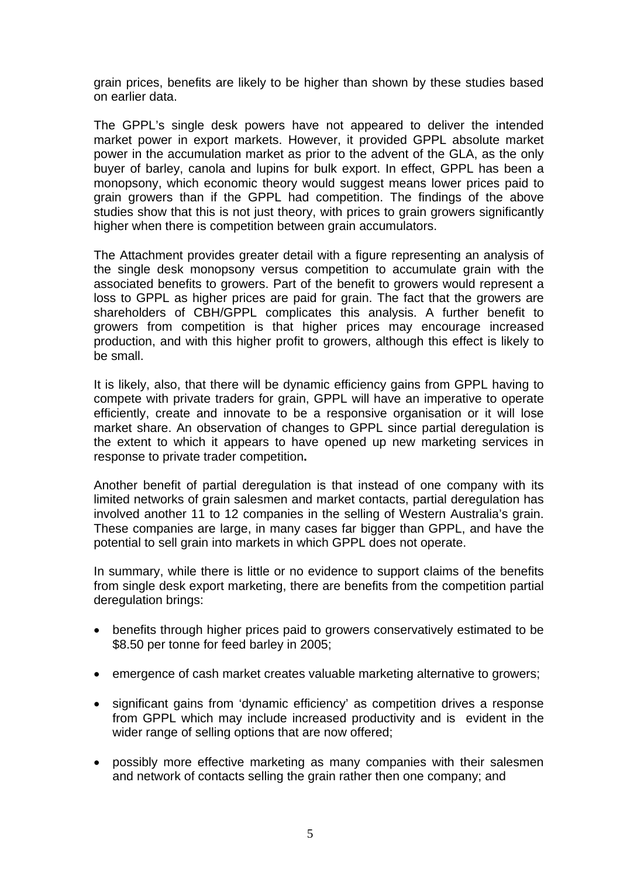grain prices, benefits are likely to be higher than shown by these studies based on earlier data.

The GPPL's single desk powers have not appeared to deliver the intended market power in export markets. However, it provided GPPL absolute market power in the accumulation market as prior to the advent of the GLA, as the only buyer of barley, canola and lupins for bulk export. In effect, GPPL has been a monopsony, which economic theory would suggest means lower prices paid to grain growers than if the GPPL had competition. The findings of the above studies show that this is not just theory, with prices to grain growers significantly higher when there is competition between grain accumulators.

The Attachment provides greater detail with a figure representing an analysis of the single desk monopsony versus competition to accumulate grain with the associated benefits to growers. Part of the benefit to growers would represent a loss to GPPL as higher prices are paid for grain. The fact that the growers are shareholders of CBH/GPPL complicates this analysis. A further benefit to growers from competition is that higher prices may encourage increased production, and with this higher profit to growers, although this effect is likely to be small.

It is likely, also, that there will be dynamic efficiency gains from GPPL having to compete with private traders for grain, GPPL will have an imperative to operate efficiently, create and innovate to be a responsive organisation or it will lose market share. An observation of changes to GPPL since partial deregulation is the extent to which it appears to have opened up new marketing services in response to private trader competition**.**

Another benefit of partial deregulation is that instead of one company with its limited networks of grain salesmen and market contacts, partial deregulation has involved another 11 to 12 companies in the selling of Western Australia's grain. These companies are large, in many cases far bigger than GPPL, and have the potential to sell grain into markets in which GPPL does not operate.

In summary, while there is little or no evidence to support claims of the benefits from single desk export marketing, there are benefits from the competition partial deregulation brings:

- benefits through higher prices paid to growers conservatively estimated to be $8.50 per tonne for feed barley in 2005;
- emergence of cash market creates valuable marketing alternative to growers;
- significant gains from 'dynamic efficiency' as competition drives a response from GPPL which may include increased productivity and is evident in the wider range of selling options that are now offered;
- possibly more effective marketing as many companies with their salesmen and network of contacts selling the grain rather then one company; and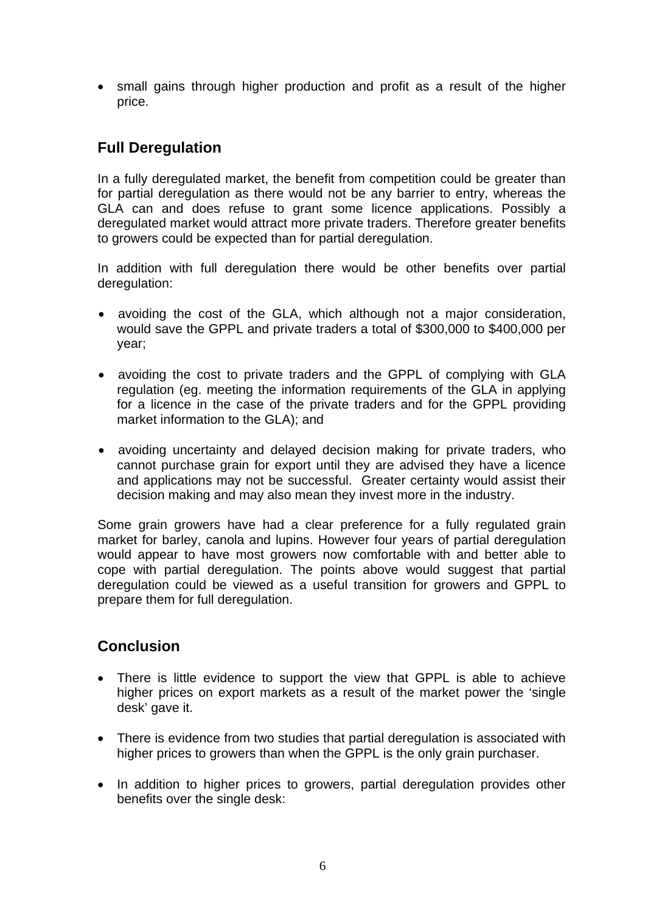- small gains through higher production and profit as a result of the higher price.

## Full Deregulation

In a fully deregulated market, the benefit from competition could be greater than for partial deregulation as there would not be any barrier to entry, whereas the GLA can and does refuse to grant some licence applications. Possibly a deregulated market would attract more private traders. Therefore greater benefits to growers could be expected than for partial deregulation.

In addition with full deregulation there would be other benefits over partial deregulation:

- avoiding the cost of the GLA, which although not a major consideration, would save the GPPL and private traders a total of $300,000 to $400,000 per year;

- avoiding the cost to private traders and the GPPL of complying with GLA regulation (eg. meeting the information requirements of the GLA in applying for a licence in the case of the private traders and for the GPPL providing market information to the GLA); and

- avoiding uncertainty and delayed decision making for private traders, who cannot purchase grain for export until they are advised they have a licence and applications may not be successful. Greater certainty would assist their decision making and may also mean they invest more in the industry.

Some grain growers have had a clear preference for a fully regulated grain market for barley, canola and lupins. However four years of partial deregulation would appear to have most growers now comfortable with and better able to cope with partial deregulation. The points above would suggest that partial deregulation could be viewed as a useful transition for growers and GPPL to prepare them for full deregulation.

## Conclusion

- There is little evidence to support the view that GPPL is able to achieve higher prices on export markets as a result of the market power the 'single desk' gave it.

- There is evidence from two studies that partial deregulation is associated with higher prices to growers than when the GPPL is the only grain purchaser.

- In addition to higher prices to growers, partial deregulation provides other benefits over the single desk: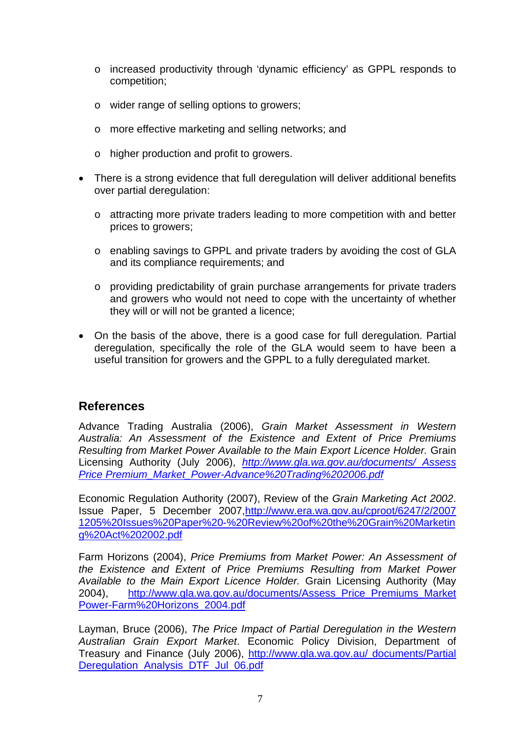- increased productivity through 'dynamic efficiency' as GPPL responds to competition;
  - wider range of selling options to growers;
  - more effective marketing and selling networks; and
  - higher production and profit to growers.

- There is a strong evidence that full deregulation will deliver additional benefits over partial deregulation:
  - attracting more private traders leading to more competition with and better prices to growers;
  - enabling savings to GPPL and private traders by avoiding the cost of GLA and its compliance requirements; and
  - providing predictability of grain purchase arrangements for private traders and growers who would not need to cope with the uncertainty of whether they will or will not be granted a licence;

- On the basis of the above, there is a good case for full deregulation. Partial deregulation, specifically the role of the GLA would seem to have been a useful transition for growers and the GPPL to a fully deregulated market.

## References

Advance Trading Australia (2006), *Grain Market Assessment in Western Australia: An Assessment of the Existence and Extent of Price Premiums Resulting from Market Power Available to the Main Export Licence Holder.* Grain Licensing Authority (July 2006), *http://www.gla.wa.gov.au/documents/ Assess Price Premium_Market_Power-Advance%20Trading%202006.pdf*

Economic Regulation Authority (2007), Review of the *Grain Marketing Act 2002*. Issue Paper, 5 December 2007,http://www.era.wa.gov.au/cproot/6247/2/20071205%20Issues%20Paper%20-%20Review%20of%20the%20Grain%20Marketing%20Act%202002.pdf

Farm Horizons (2004), *Price Premiums from Market Power: An Assessment of the Existence and Extent of Price Premiums Resulting from Market Power Available to the Main Export Licence Holder.* Grain Licensing Authority (May 2004), http://www.gla.wa.gov.au/documents/Assess_Price_Premiums_Market Power-Farm%20Horizons_2004.pdf

Layman, Bruce (2006), *The Price Impact of Partial Deregulation in the Western Australian Grain Export Market*. Economic Policy Division, Department of Treasury and Finance (July 2006), http://www.gla.wa.gov.au/ documents/Partial Deregulation_Analysis_DTF_Jul_06.pdf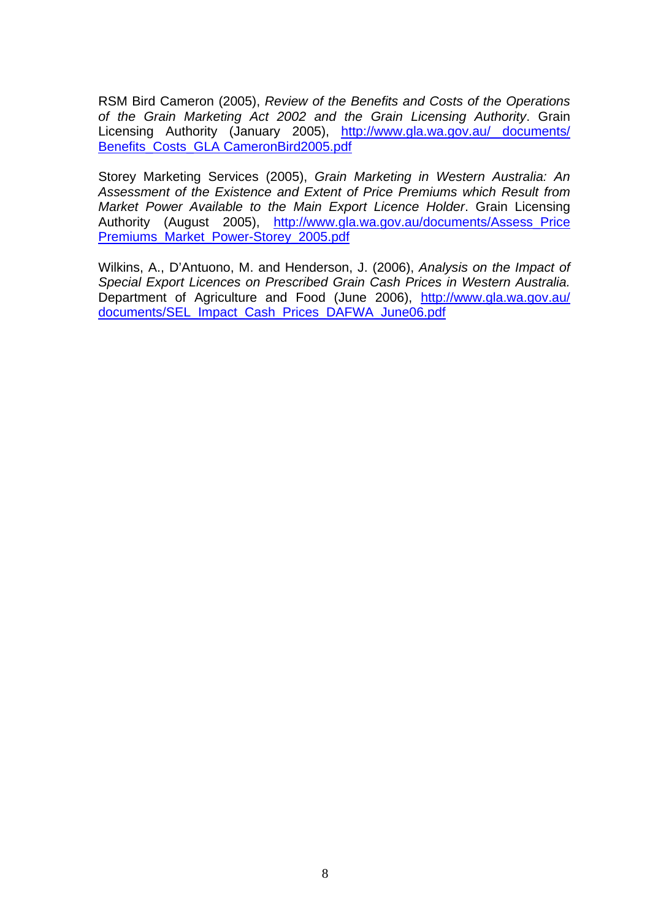RSM Bird Cameron (2005), *Review of the Benefits and Costs of the Operations of the Grain Marketing Act 2002 and the Grain Licensing Authority*. Grain Licensing Authority (January 2005), http://www.gla.wa.gov.au/ documents/ Benefits_Costs_GLA CameronBird2005.pdf

Storey Marketing Services (2005), *Grain Marketing in Western Australia: An Assessment of the Existence and Extent of Price Premiums which Result from Market Power Available to the Main Export Licence Holder*. Grain Licensing Authority (August 2005), http://www.gla.wa.gov.au/documents/Assess_Price Premiums_Market_Power-Storey_2005.pdf

Wilkins, A., D'Antuono, M. and Henderson, J. (2006), *Analysis on the Impact of Special Export Licences on Prescribed Grain Cash Prices in Western Australia.* Department of Agriculture and Food (June 2006), http://www.gla.wa.gov.au/ documents/SEL_Impact_Cash_Prices_DAFWA_June06.pdf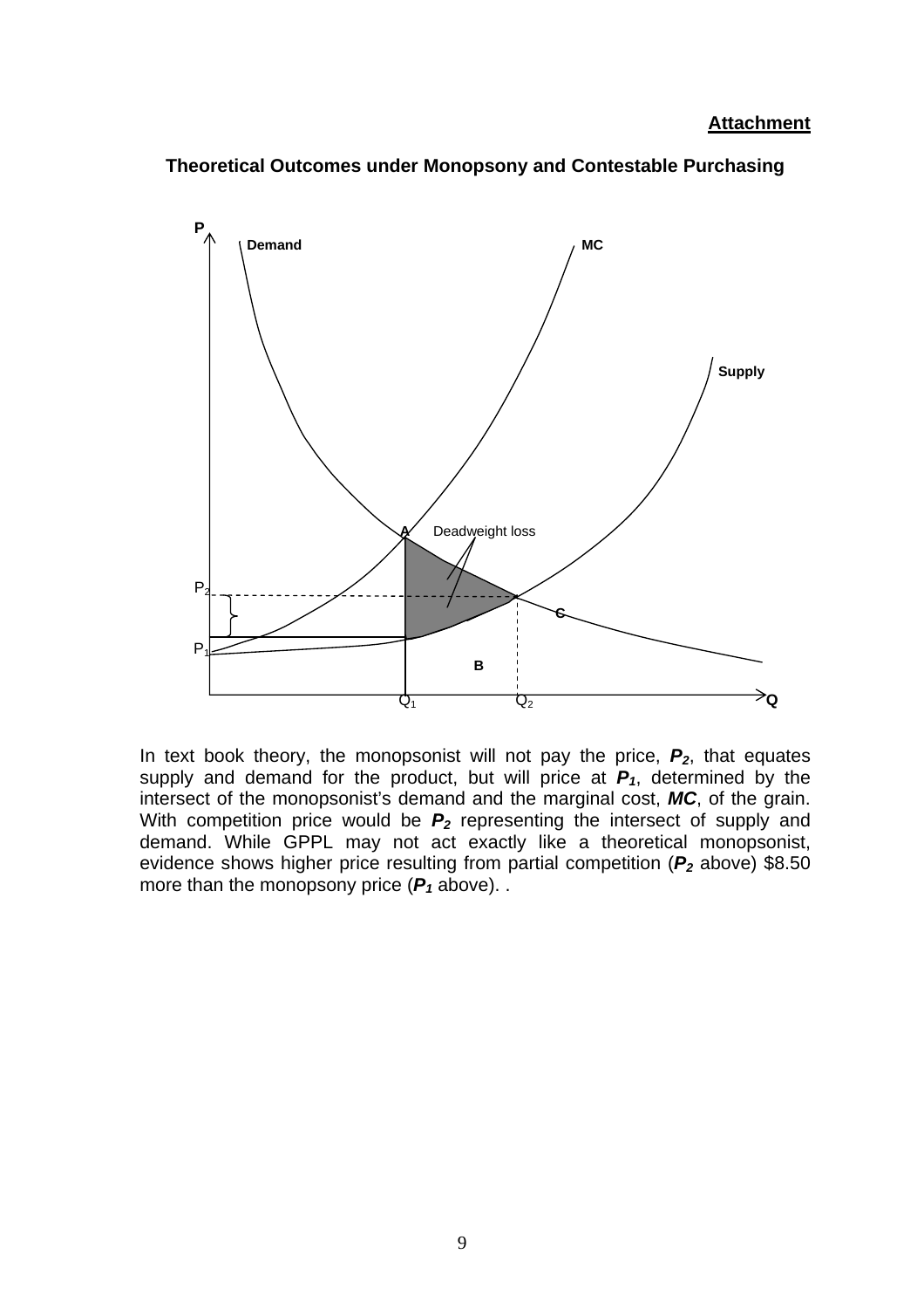**Attachment**

**Theoretical Outcomes under Monopsony and Contestable Purchasing**

P

Demand

MC

Supply

A

Deadweight loss

$P_2$

C

$P_1$

B

$Q_1$

$Q_2$

Q

In text book theory, the monopsonist will not pay the price, $P_2$, that equates supply and demand for the product, but will price at $P_1$, determined by the intersect of the monopsonist's demand and the marginal cost, ***MC***, of the grain. With competition price would be $P_2$ representing the intersect of supply and demand. While GPPL may not act exactly like a theoretical monopsonist, evidence shows higher price resulting from partial competition ($P_2$ above) \$8.50 more than the monopsony price ($P_1$ above). .